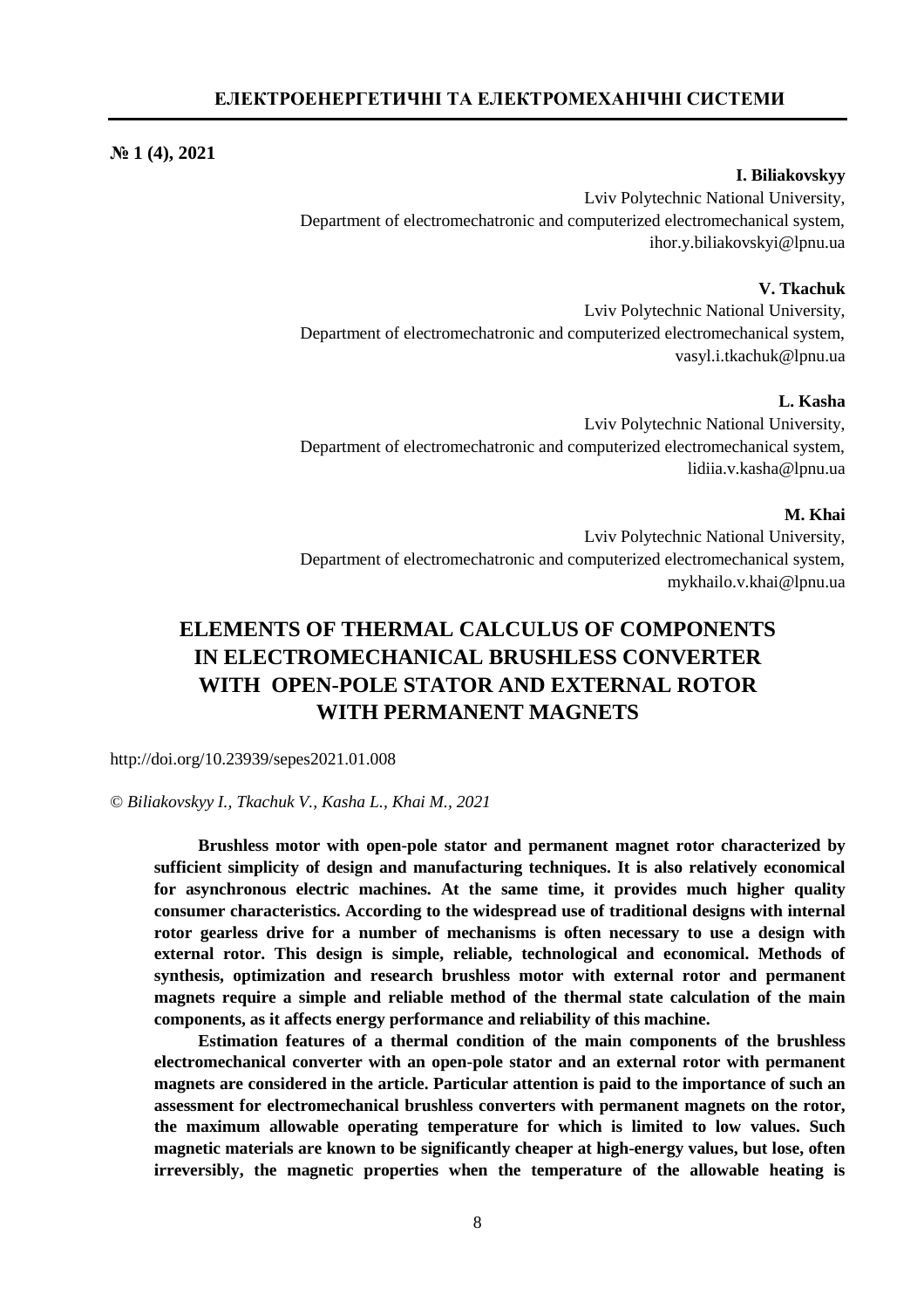**№ 1 (4), 2021**

**I. Biliakovskyy**
Lviv Polytechnic National University,
Department of electromechatronic and computerized electromechanical system,
ihor.y.biliakovskyi@lpnu.ua

**V. Tkachuk**
Lviv Polytechnic National University,
Department of electromechatronic and computerized electromechanical system,
vasyl.i.tkachuk@lpnu.ua

**L. Kasha**
Lviv Polytechnic National University,
Department of electromechatronic and computerized electromechanical system,
lidiia.v.kasha@lpnu.ua

**M. Khai**
Lviv Polytechnic National University,
Department of electromechatronic and computerized electromechanical system,
mykhailo.v.khai@lpnu.ua

# ELEMENTS OF THERMAL CALCULUS OF COMPONENTS IN ELECTROMECHANICAL BRUSHLESS CONVERTER WITH OPEN-POLE STATOR AND EXTERNAL ROTOR WITH PERMANENT MAGNETS

http://doi.org/10.23939/sepes2021.01.008

*© Biliakovskyy I., Tkachuk V., Kasha L., Khai M., 2021*

**Brushless motor with open-pole stator and permanent magnet rotor characterized by sufficient simplicity of design and manufacturing techniques. It is also relatively economical for asynchronous electric machines. At the same time, it provides much higher quality consumer characteristics. According to the widespread use of traditional designs with internal rotor gearless drive for a number of mechanisms is often necessary to use a design with external rotor. This design is simple, reliable, technological and economical. Methods of synthesis, optimization and research brushless motor with external rotor and permanent magnets require a simple and reliable method of the thermal state calculation of the main components, as it affects energy performance and reliability of this machine.**

**Estimation features of a thermal condition of the main components of the brushless electromechanical converter with an open-pole stator and an external rotor with permanent magnets are considered in the article. Particular attention is paid to the importance of such an assessment for electromechanical brushless converters with permanent magnets on the rotor, the maximum allowable operating temperature for which is limited to low values. Such magnetic materials are known to be significantly cheaper at high-energy values, but lose, often irreversibly, the magnetic properties when the temperature of the allowable heating is**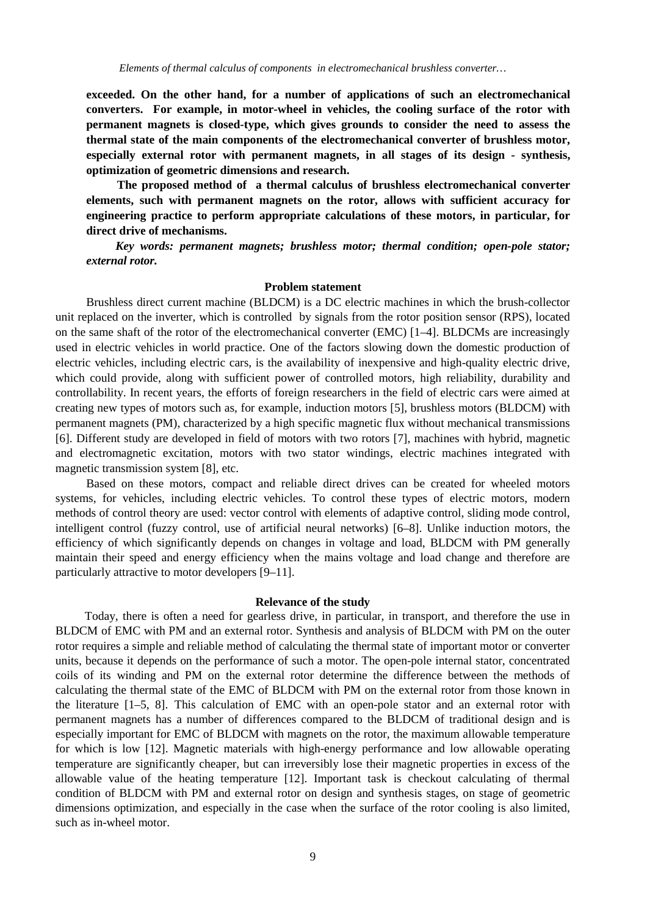**exceeded. On the other hand, for a number of applications of such an electromechanical converters. For example, in motor-wheel in vehicles, the cooling surface of the rotor with permanent magnets is closed-type, which gives grounds to consider the need to assess the thermal state of the main components of the electromechanical converter of brushless motor, especially external rotor with permanent magnets, in all stages of its design - synthesis, optimization of geometric dimensions and research.**

**The proposed method of a thermal calculus of brushless electromechanical converter elements, such with permanent magnets on the rotor, allows with sufficient accuracy for engineering practice to perform appropriate calculations of these motors, in particular, for direct drive of mechanisms.**

***Key words: permanent magnets; brushless motor; thermal condition; open-pole stator; external rotor.***

## Problem statement

Brushless direct current machine (BLDCM) is a DC electric machines in which the brush-collector unit replaced on the inverter, which is controlled by signals from the rotor position sensor (RPS), located on the same shaft of the rotor of the electromechanical converter (EMC) [1–4]. BLDCMs are increasingly used in electric vehicles in world practice. One of the factors slowing down the domestic production of electric vehicles, including electric cars, is the availability of inexpensive and high-quality electric drive, which could provide, along with sufficient power of controlled motors, high reliability, durability and controllability. In recent years, the efforts of foreign researchers in the field of electric cars were aimed at creating new types of motors such as, for example, induction motors [5], brushless motors (BLDCM) with permanent magnets (PM), characterized by a high specific magnetic flux without mechanical transmissions [6]. Different study are developed in field of motors with two rotors [7], machines with hybrid, magnetic and electromagnetic excitation, motors with two stator windings, electric machines integrated with magnetic transmission system [8], etc.

Based on these motors, compact and reliable direct drives can be created for wheeled motors systems, for vehicles, including electric vehicles. To control these types of electric motors, modern methods of control theory are used: vector control with elements of adaptive control, sliding mode control, intelligent control (fuzzy control, use of artificial neural networks) [6–8]. Unlike induction motors, the efficiency of which significantly depends on changes in voltage and load, BLDCM with PM generally maintain their speed and energy efficiency when the mains voltage and load change and therefore are particularly attractive to motor developers [9–11].

## Relevance of the study

Today, there is often a need for gearless drive, in particular, in transport, and therefore the use in BLDCM of EMC with PM and an external rotor. Synthesis and analysis of BLDCM with PM on the outer rotor requires a simple and reliable method of calculating the thermal state of important motor or converter units, because it depends on the performance of such a motor. The open-pole internal stator, concentrated coils of its winding and PM on the external rotor determine the difference between the methods of calculating the thermal state of the EMC of BLDCM with PM on the external rotor from those known in the literature [1–5, 8]. This calculation of EMC with an open-pole stator and an external rotor with permanent magnets has a number of differences compared to the BLDCM of traditional design and is especially important for EMC of BLDCM with magnets on the rotor, the maximum allowable temperature for which is low [12]. Magnetic materials with high-energy performance and low allowable operating temperature are significantly cheaper, but can irreversibly lose their magnetic properties in excess of the allowable value of the heating temperature [12]. Important task is checkout calculating of thermal condition of BLDCM with PM and external rotor on design and synthesis stages, on stage of geometric dimensions optimization, and especially in the case when the surface of the rotor cooling is also limited, such as in-wheel motor.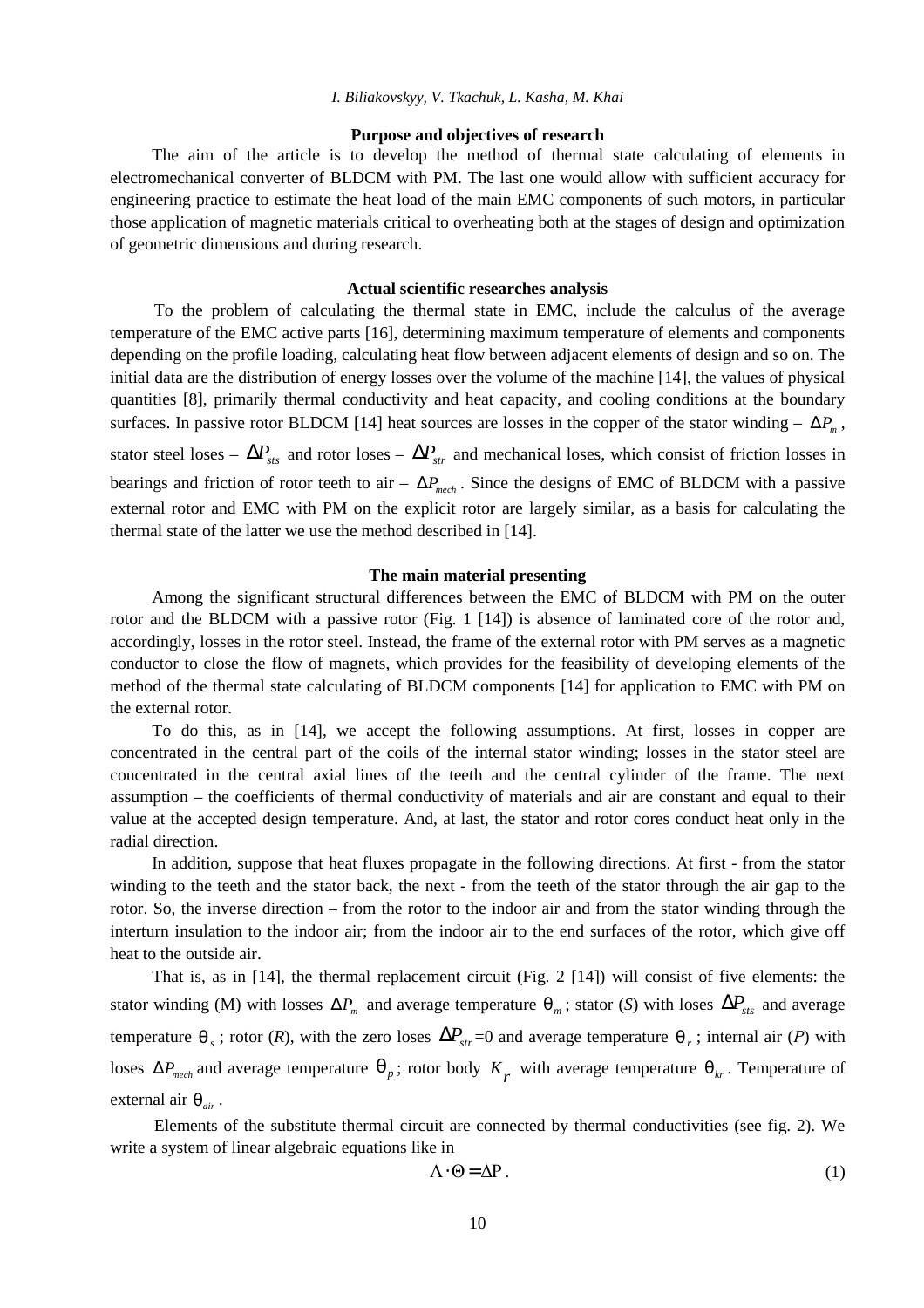### Purpose and objectives of research

The aim of the article is to develop the method of thermal state calculating of elements in electromechanical converter of BLDCM with PM. The last one would allow with sufficient accuracy for engineering practice to estimate the heat load of the main EMC components of such motors, in particular those application of magnetic materials critical to overheating both at the stages of design and optimization of geometric dimensions and during research.

### Actual scientific researches analysis

To the problem of calculating the thermal state in EMC, include the calculus of the average temperature of the EMC active parts [16], determining maximum temperature of elements and components depending on the profile loading, calculating heat flow between adjacent elements of design and so on. The initial data are the distribution of energy losses over the volume of the machine [14], the values of physical quantities [8], primarily thermal conductivity and heat capacity, and cooling conditions at the boundary surfaces. In passive rotor BLDCM [14] heat sources are losses in the copper of the stator winding – $\Delta P_m$, stator steel loses – $\Delta P_{sts}$ and rotor loses – $\Delta P_{str}$ and mechanical loses, which consist of friction losses in bearings and friction of rotor teeth to air – $\Delta P_{mech}$. Since the designs of EMC of BLDCM with a passive external rotor and EMC with PM on the explicit rotor are largely similar, as a basis for calculating the thermal state of the latter we use the method described in [14].

### The main material presenting

Among the significant structural differences between the EMC of BLDCM with PM on the outer rotor and the BLDCM with a passive rotor (Fig. 1 [14]) is absence of laminated core of the rotor and, accordingly, losses in the rotor steel. Instead, the frame of the external rotor with PM serves as a magnetic conductor to close the flow of magnets, which provides for the feasibility of developing elements of the method of the thermal state calculating of BLDCM components [14] for application to EMC with PM on the external rotor.

To do this, as in [14], we accept the following assumptions. At first, losses in copper are concentrated in the central part of the coils of the internal stator winding; losses in the stator steel are concentrated in the central axial lines of the teeth and the central cylinder of the frame. The next assumption – the coefficients of thermal conductivity of materials and air are constant and equal to their value at the accepted design temperature. And, at last, the stator and rotor cores conduct heat only in the radial direction.

In addition, suppose that heat fluxes propagate in the following directions. At first - from the stator winding to the teeth and the stator back, the next - from the teeth of the stator through the air gap to the rotor. So, the inverse direction – from the rotor to the indoor air and from the stator winding through the interturn insulation to the indoor air; from the indoor air to the end surfaces of the rotor, which give off heat to the outside air.

That is, as in [14], the thermal replacement circuit (Fig. 2 [14]) will consist of five elements: the stator winding (M) with losses $\Delta P_m$ and average temperature $\theta_m$; stator (*S*) with loses $\Delta P_{sts}$ and average temperature $\theta_s$; rotor (*R*), with the zero loses $\Delta P_{str}$=0 and average temperature $\theta_r$; internal air (*P*) with loses $\Delta P_{mech}$ and average temperature $\theta_p$; rotor body $K_r$ with average temperature $\theta_{kr}$. Temperature of external air $\theta_{air}$.

Elements of the substitute thermal circuit are connected by thermal conductivities (see fig. 2). We write a system of linear algebraic equations like in

$$\Lambda \cdot \Theta = \Delta \mathrm{P}. \tag{1}$$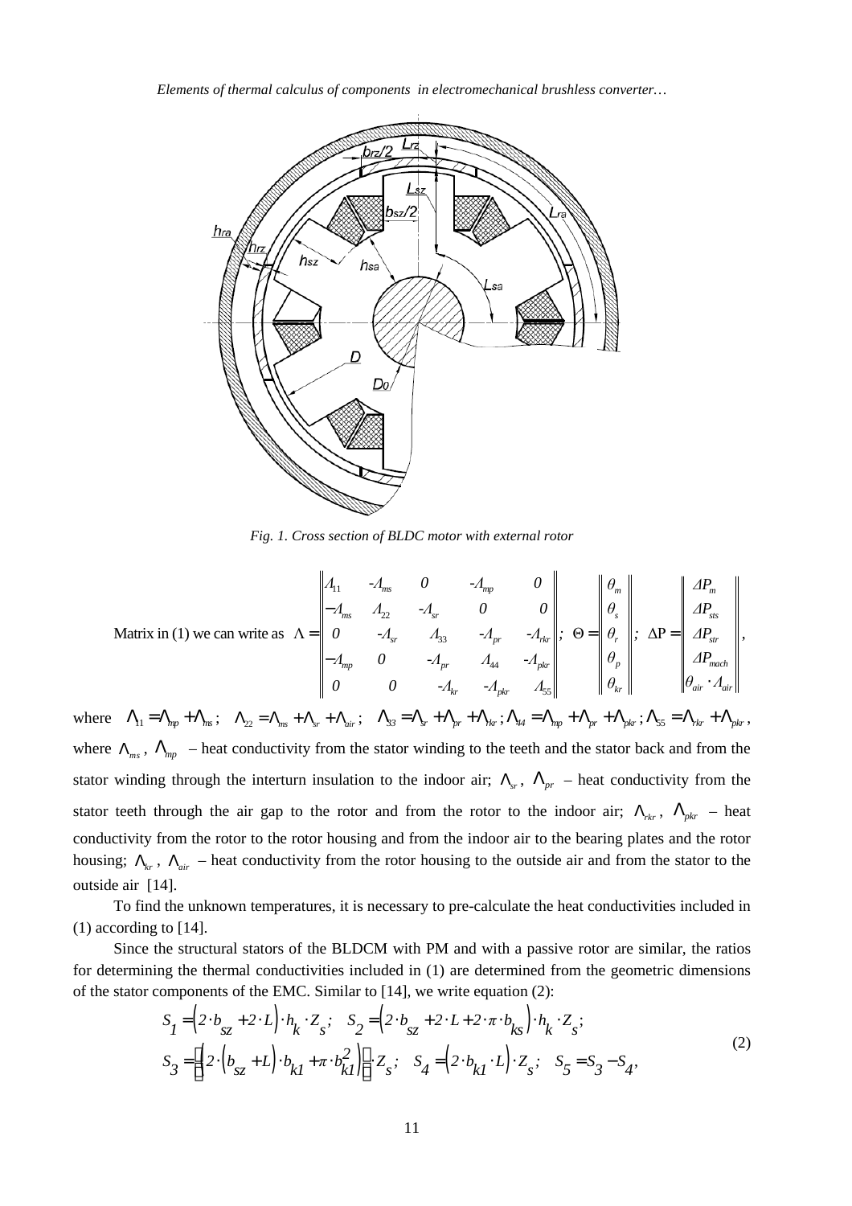*Fig. 1. Cross section of BLDC motor with external rotor*

Matrix in (1) we can write as

$$\Lambda = \begin{Vmatrix} \Lambda_{11} & -\Lambda_{ms} & 0 & -\Lambda_{mp} & 0 \\ -\Lambda_{ms} & \Lambda_{22} & -\Lambda_{sr} & 0 & 0 \\ 0 & -\Lambda_{sr} & \Lambda_{33} & -\Lambda_{pr} & -\Lambda_{rkr} \\ -\Lambda_{mp} & 0 & -\Lambda_{pr} & \Lambda_{44} & -\Lambda_{pkr} \\ 0 & 0 & -\Lambda_{kr} & -\Lambda_{pkr} & \Lambda_{55} \end{Vmatrix}; \quad \Theta = \begin{Vmatrix} \theta_m \\ \theta_s \\ \theta_r \\ \theta_p \\ \theta_{kr} \end{Vmatrix}; \quad \Delta P = \begin{Vmatrix} \Delta P_m \\ \Delta P_{sts} \\ \Delta P_{str} \\ \Delta P_{mach} \\ \theta_{air} \cdot \Lambda_{air} \end{Vmatrix},$$

where $\Lambda_{11} = \Lambda_{mp} + \Lambda_{ms}$; $\Lambda_{22} = \Lambda_{ms} + \Lambda_{sr} + \Lambda_{air}$; $\Lambda_{33} = \Lambda_{sr} + \Lambda_{pr} + \Lambda_{rkr}$; $\Lambda_{44} = \Lambda_{mp} + \Lambda_{pr} + \Lambda_{pkr}$; $\Lambda_{55} = \Lambda_{rkr} + \Lambda_{pkr}$, where $\Lambda_{ms}$, $\Lambda_{mp}$ – heat conductivity from the stator winding to the teeth and the stator back and from the stator winding through the interturn insulation to the indoor air; $\Lambda_{sr}$, $\Lambda_{pr}$ – heat conductivity from the stator teeth through the air gap to the rotor and from the rotor to the indoor air; $\Lambda_{rkr}$, $\Lambda_{pkr}$ – heat conductivity from the rotor to the rotor housing and from the indoor air to the bearing plates and the rotor housing; $\Lambda_{kr}$, $\Lambda_{air}$ – heat conductivity from the rotor housing to the outside air and from the stator to the outside air [14].

To find the unknown temperatures, it is necessary to pre-calculate the heat conductivities included in (1) according to [14].

Since the structural stators of the BLDCM with PM and with a passive rotor are similar, the ratios for determining the thermal conductivities included in (1) are determined from the geometric dimensions of the stator components of the EMC. Similar to [14], we write equation (2):

$$\begin{aligned} &S_1 = \left(2 \cdot b_{sz} + 2 \cdot L\right) \cdot h_k \cdot Z_s; \quad S_2 = \left(2 \cdot b_{sz} + 2 \cdot L + 2 \cdot \pi \cdot b_{ks}\right) \cdot h_k \cdot Z_s; \\ &S_3 = \left[2 \cdot \left(b_{sz} + L\right) \cdot b_{k1} + \pi \cdot b_{k1}^2\right] \cdot Z_s; \quad S_4 = \left(2 \cdot b_{k1} \cdot L\right) \cdot Z_s; \quad S_5 = S_3 - S_4, \end{aligned} \tag{2}$$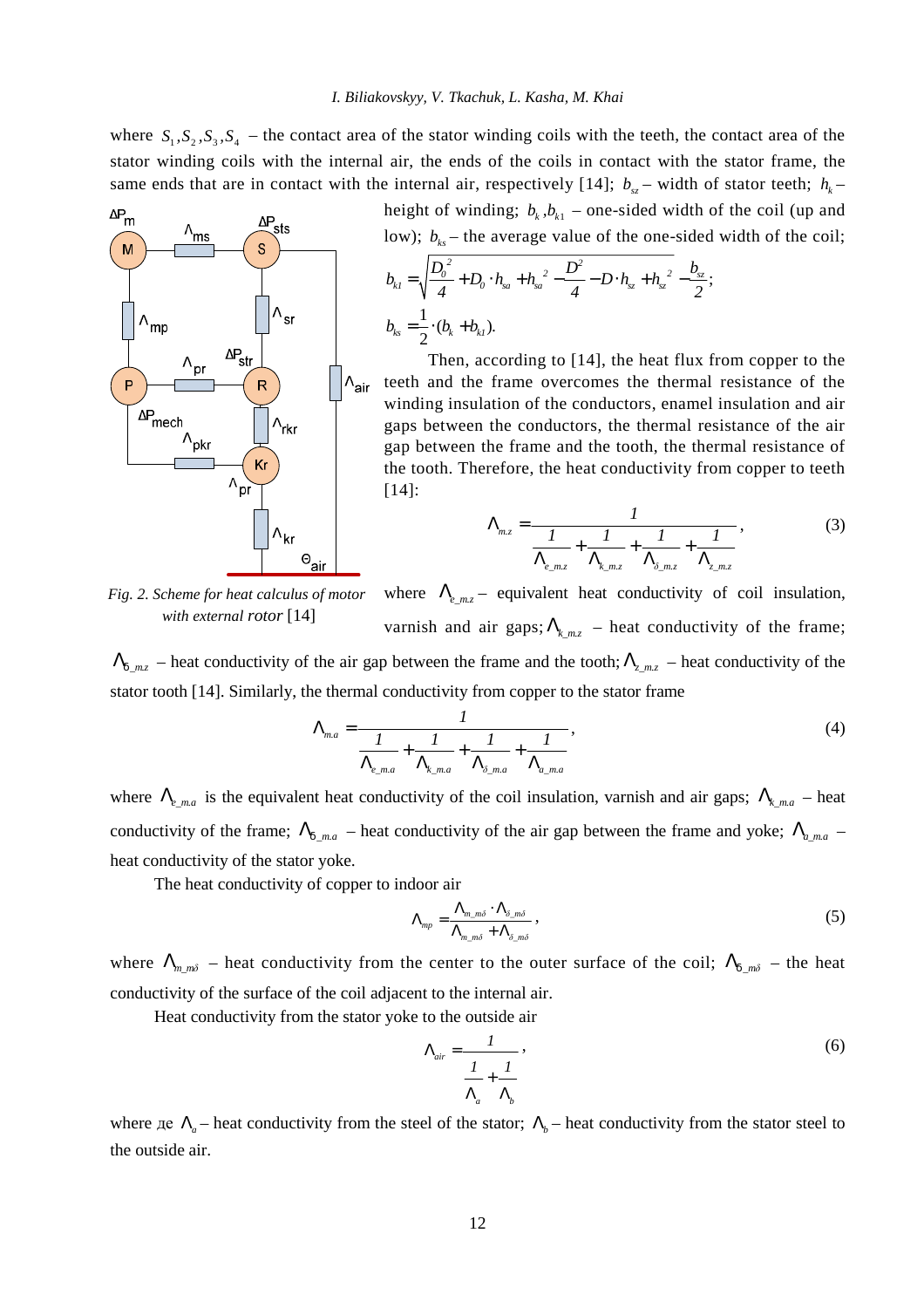where $S_1, S_2, S_3, S_4$ – the contact area of the stator winding coils with the teeth, the contact area of the stator winding coils with the internal air, the ends of the coils in contact with the stator frame, the same ends that are in contact with the internal air, respectively [14]; $b_{sz}$ – width of stator teeth; $h_k$ – height of winding; $b_k, b_{k1}$ – one-sided width of the coil (up and low); $b_{ks}$ – the average value of the one-sided width of the coil;

$$b_{k1} = \sqrt{\frac{D_0^2}{4} + D_0 \cdot h_{sa} + h_{sa}^2 - \frac{D^2}{4} - D \cdot h_{sz} + h_{sz}^2} - \frac{b_{sz}}{2};$$

$$b_{ks} = \frac{1}{2} \cdot (b_k + b_{k1}).$$

*Fig. 2. Scheme for heat calculus of motor with external rotor* [14]

Then, according to [14], the heat flux from copper to the teeth and the frame overcomes the thermal resistance of the winding insulation of the conductors, enamel insulation and air gaps between the conductors, the thermal resistance of the air gap between the frame and the tooth, the thermal resistance of the tooth. Therefore, the heat conductivity from copper to teeth [14]:

$$\Lambda_{m.z} = \frac{1}{\dfrac{1}{\Lambda_{e\_m.z}} + \dfrac{1}{\Lambda_{k\_m.z}} + \dfrac{1}{\Lambda_{\delta\_m.z}} + \dfrac{1}{\Lambda_{z\_m.z}}}, \tag{3}$$

where $\Lambda_{e\_m.z}$ – equivalent heat conductivity of coil insulation, varnish and air gaps; $\Lambda_{k\_m.z}$ – heat conductivity of the frame; $\Lambda_{\delta\_m.z}$ – heat conductivity of the air gap between the frame and the tooth; $\Lambda_{z\_m.z}$ – heat conductivity of the stator tooth [14]. Similarly, the thermal conductivity from copper to the stator frame

$$\Lambda_{m.a} = \frac{1}{\dfrac{1}{\Lambda_{e\_m.a}} + \dfrac{1}{\Lambda_{k\_m.a}} + \dfrac{1}{\Lambda_{\delta\_m.a}} + \dfrac{1}{\Lambda_{a\_m.a}}}, \tag{4}$$

where $\Lambda_{e\_m.a}$ is the equivalent heat conductivity of the coil insulation, varnish and air gaps; $\Lambda_{k\_m.a}$ – heat conductivity of the frame; $\Lambda_{\delta\_m.a}$ – heat conductivity of the air gap between the frame and yoke; $\Lambda_{a\_m.a}$ – heat conductivity of the stator yoke.

The heat conductivity of copper to indoor air

$$\Lambda_{mp} = \frac{\Lambda_{m\_m\delta} \cdot \Lambda_{\delta\_m\delta}}{\Lambda_{m\_m\delta} + \Lambda_{\delta\_m\delta}}, \tag{5}$$

where $\Lambda_{m\_m\delta}$ – heat conductivity from the center to the outer surface of the coil; $\Lambda_{\delta\_m\delta}$ – the heat conductivity of the surface of the coil adjacent to the internal air.

Heat conductivity from the stator yoke to the outside air

$$\Lambda_{air} = \frac{1}{\dfrac{1}{\Lambda_a} + \dfrac{1}{\Lambda_b}}, \tag{6}$$

where де $\Lambda_a$ – heat conductivity from the steel of the stator; $\Lambda_b$ – heat conductivity from the stator steel to the outside air.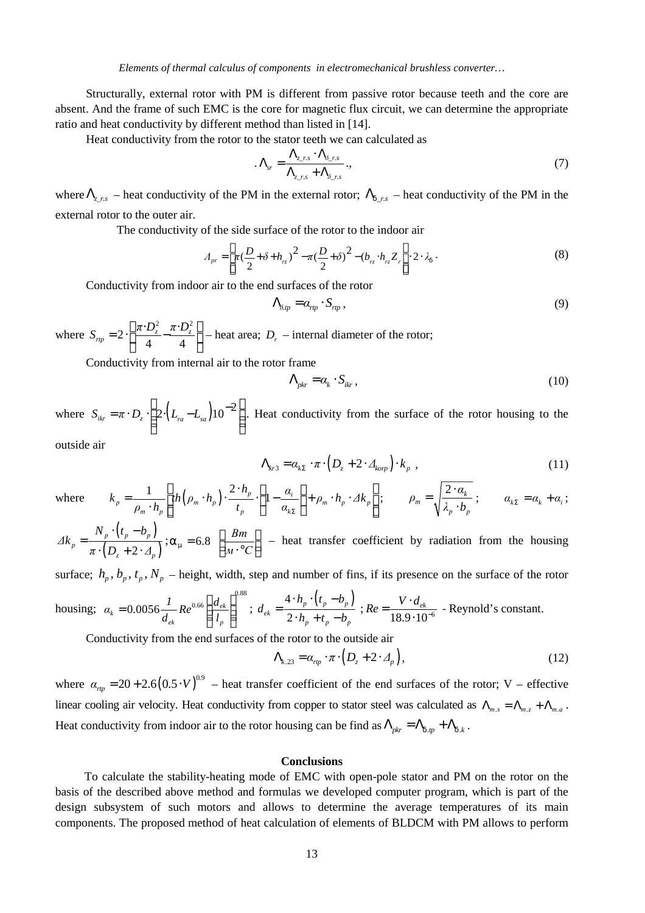Structurally, external rotor with PM is different from passive rotor because teeth and the core are absent. And the frame of such EMC is the core for magnetic flux circuit, we can determine the appropriate ratio and heat conductivity by different method than listed in [14].

Heat conductivity from the rotor to the stator teeth we can calculated as

$$.\Lambda_{sr} = \frac{\Lambda_{z\_r.s} \cdot \Lambda_{\delta\_r.s}}{\Lambda_{z\_r.s} + \Lambda_{\delta\_r.s}}., \tag{7}$$

where $\Lambda_{z\_r.s}$ – heat conductivity of the PM in the external rotor; $\Lambda_{\delta\_r.s}$ – heat conductivity of the PM in the external rotor to the outer air.

The conductivity of the side surface of the rotor to the indoor air

$$\Lambda_{pr} = \left(\pi\left(\frac{D}{2}+\delta+h_{rz}\right)^2 - \pi\left(\frac{D}{2}+\delta\right)^2 - \left(b_{rz}\cdot h_{rz} Z_r\right)\right)\cdot 2 \cdot \lambda_{\delta}. \tag{8}$$

Conductivity from indoor air to the end surfaces of the rotor

$$\Lambda_{\delta.tp} = \alpha_{rtp} \cdot S_{rtp}, \tag{9}$$

where $S_{rtp} = 2 \cdot \left(\frac{\pi \cdot D_z^2}{4} - \frac{\pi \cdot D_z^2}{4}\right)$ – heat area; $D_r$ – internal diameter of the rotor;

Conductivity from internal air to the rotor frame

$$\Lambda_{pkr} = \alpha_k \cdot S_{ikr}, \tag{10}$$

where $S_{ikr} = \pi \cdot D_z \cdot \left(2 \cdot \left(L_{ra} - L_{sa}\right) 10^{-2}\right)$. Heat conductivity from the surface of the rotor housing to the outside air

$$\Lambda_{kr3} = \alpha_{k\Sigma} \cdot \pi \cdot \left(D_z + 2 \cdot \Delta_{korp}\right) \cdot k_p, \tag{11}$$

where $k_p = \frac{1}{\rho_m \cdot h_p}\left(th\left(\rho_m \cdot h_p\right) \cdot \frac{2 \cdot h_p}{t_p} \cdot \left(1 - \frac{\alpha_i}{\alpha_{k\Sigma}}\right) + \rho_m \cdot h_p \cdot \Delta k_p\right)$; $\rho_m = \sqrt{\frac{2 \cdot \alpha_k}{\lambda_p \cdot b_p}}$; $\alpha_{k\Sigma} = \alpha_k + \alpha_i$; $\Delta k_p = \frac{N_p \cdot \left(t_p - b_p\right)}{\pi \cdot \left(D_z + 2 \cdot \Delta_p\right)}$; $\alpha_{\mu} = 6.8 \left(\frac{Bm}{м \cdot °C}\right)$ – heat transfer coefficient by radiation from the housing surface; $h_p, b_p, t_p, N_p$ – height, width, step and number of fins, if its presence on the surface of the rotor housing; $\alpha_k = 0.0056 \frac{1}{d_{ek}} Re^{0.66} \left(\frac{d_{ek}}{l_p}\right)^{0.88}$; $d_{ek} = \frac{4 \cdot h_p \cdot \left(t_p - b_p\right)}{2 \cdot h_p + t_p - b_p}$; $Re = \frac{V \cdot d_{ek}}{18.9 \cdot 10^{-6}}$ - Reynold's constant.

Conductivity from the end surfaces of the rotor to the outside air

$$\Lambda_{k.23} = \alpha_{rtp} \cdot \pi \cdot \left(D_z + 2 \cdot \Delta_p\right), \tag{12}$$

where $\alpha_{rtp} = 20 + 2.6\left(0.5 \cdot V\right)^{0.9}$ – heat transfer coefficient of the end surfaces of the rotor; V – effective linear cooling air velocity. Heat conductivity from copper to stator steel was calculated as $\Lambda_{m.s} = \Lambda_{m.z} + \Lambda_{m.a}$. Heat conductivity from indoor air to the rotor housing can be find as $\Lambda_{pkr} = \Lambda_{\delta.tp} + \Lambda_{\delta.k}$.

## Conclusions

To calculate the stability-heating mode of EMC with open-pole stator and PM on the rotor on the basis of the described above method and formulas we developed computer program, which is part of the design subsystem of such motors and allows to determine the average temperatures of its main components. The proposed method of heat calculation of elements of BLDCM with PM allows to perform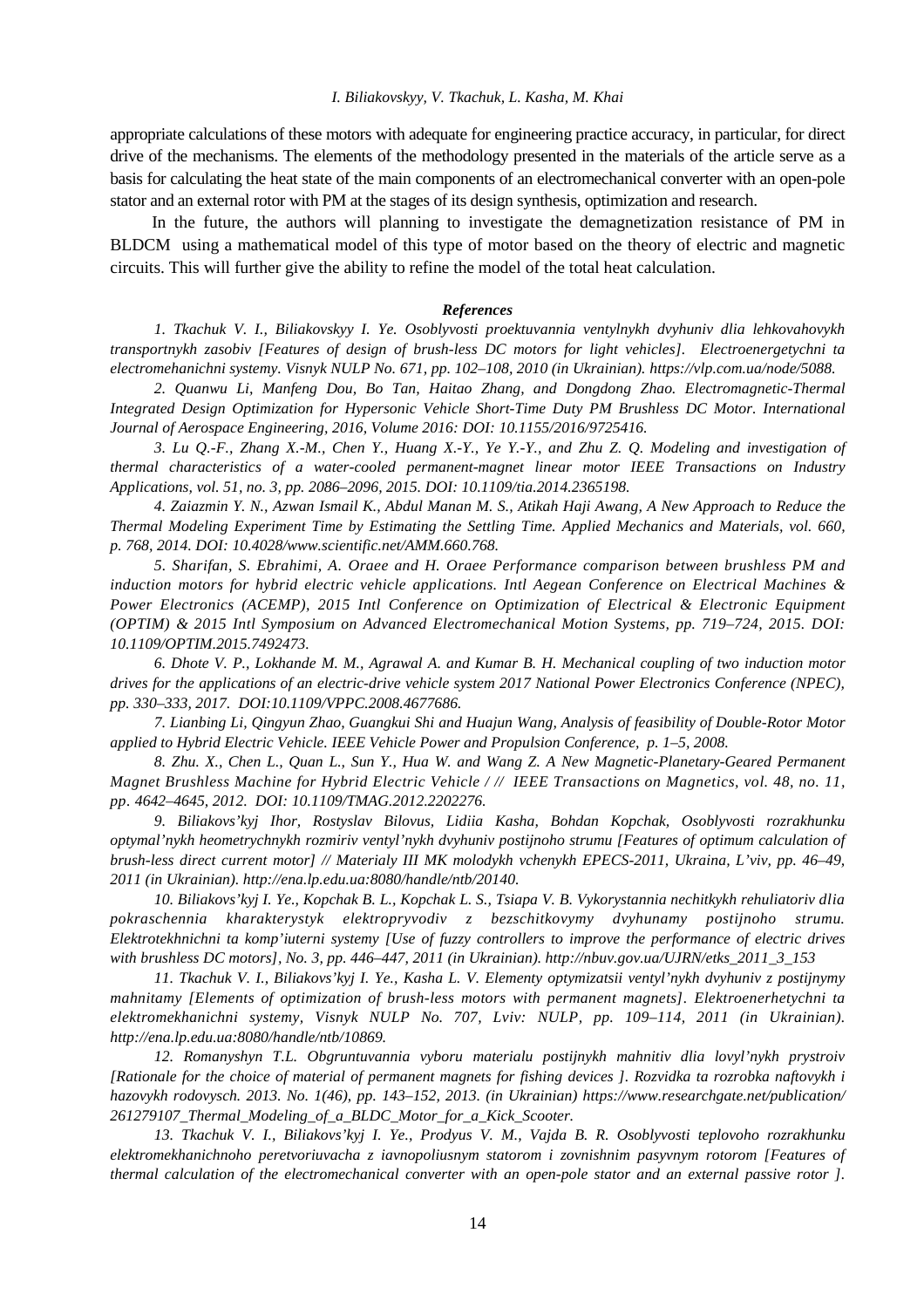appropriate calculations of these motors with adequate for engineering practice accuracy, in particular, for direct drive of the mechanisms. The elements of the methodology presented in the materials of the article serve as a basis for calculating the heat state of the main components of an electromechanical converter with an open-pole stator and an external rotor with PM at the stages of its design synthesis, optimization and research.

In the future, the authors will planning to investigate the demagnetization resistance of PM in BLDCM using a mathematical model of this type of motor based on the theory of electric and magnetic circuits. This will further give the ability to refine the model of the total heat calculation.

### *References*

*1. Tkachuk V. I., Biliakovskyy I. Ye. Osoblyvosti proektuvannia ventylnykh dvyhuniv dlia lehkovahovykh transportnykh zasobiv [Features of design of brush-less DC motors for light vehicles]. Electroenergetychni ta electromehanichni systemy. Visnyk NULP No. 671, pp. 102–108, 2010 (in Ukrainian). https://vlp.com.ua/node/5088.*

*2. Quanwu Li, Manfeng Dou, Bo Tan, Haitao Zhang, and Dongdong Zhao. Electromagnetic-Thermal Integrated Design Optimization for Hypersonic Vehicle Short-Time Duty PM Brushless DC Motor. International Journal of Aerospace Engineering, 2016, Volume 2016: DOI: 10.1155/2016/9725416.*

*3. Lu Q.-F., Zhang X.-M., Chen Y., Huang X.-Y., Ye Y.-Y., and Zhu Z. Q. Modeling and investigation of thermal characteristics of a water-cooled permanent-magnet linear motor IEEE Transactions on Industry Applications, vol. 51, no. 3, pp. 2086–2096, 2015. DOI: 10.1109/tia.2014.2365198.*

*4. Zaiazmin Y. N., Azwan Ismail K., Abdul Manan M. S., Atikah Haji Awang, A New Approach to Reduce the Thermal Modeling Experiment Time by Estimating the Settling Time. Applied Mechanics and Materials, vol. 660, p. 768, 2014. DOI: 10.4028/www.scientific.net/AMM.660.768.*

*5. Sharifan, S. Ebrahimi, A. Oraee and H. Oraee Performance comparison between brushless PM and induction motors for hybrid electric vehicle applications. Intl Aegean Conference on Electrical Machines & Power Electronics (ACEMP), 2015 Intl Conference on Optimization of Electrical & Electronic Equipment (OPTIM) & 2015 Intl Symposium on Advanced Electromechanical Motion Systems, pp. 719–724, 2015. DOI: 10.1109/OPTIM.2015.7492473.*

*6. Dhote V. P., Lokhande M. M., Agrawal A. and Kumar B. H. Mechanical coupling of two induction motor drives for the applications of an electric-drive vehicle system 2017 National Power Electronics Conference (NPEC), pp. 330–333, 2017. DOI:10.1109/VPPC.2008.4677686.*

*7. Lianbing Li, Qingyun Zhao, Guangkui Shi and Huajun Wang, Analysis of feasibility of Double-Rotor Motor applied to Hybrid Electric Vehicle. IEEE Vehicle Power and Propulsion Conference, p. 1–5, 2008.*

*8. Zhu. X., Chen L., Quan L., Sun Y., Hua W. and Wang Z. A New Magnetic-Planetary-Geared Permanent Magnet Brushless Machine for Hybrid Electric Vehicle / // IEEE Transactions on Magnetics, vol. 48, no. 11, pp. 4642–4645, 2012. DOI: 10.1109/TMAG.2012.2202276.*

*9. Biliakovs'kyj Ihor, Rostyslav Bilovus, Lidiia Kasha, Bohdan Kopchak, Osoblyvosti rozrakhunku optymal'nykh heometrychnykh rozmiriv ventyl'nykh dvyhuniv postijnoho strumu [Features of optimum calculation of brush-less direct current motor] // Materialy III MK molodykh vchenykh EPECS-2011, Ukraina, L'viv, pp. 46–49, 2011 (in Ukrainian). http://ena.lp.edu.ua:8080/handle/ntb/20140.*

*10. Biliakovs'kyj I. Ye., Kopchak B. L., Kopchak L. S., Tsiapa V. B. Vykorystannia nechitkykh rehuliatoriv dlia pokraschennia kharakterystyk elektropryvodiv z bezschitkovymy dvyhunamy postijnoho strumu. Elektrotekhnichni ta komp'iuterni systemy [Use of fuzzy controllers to improve the performance of electric drives with brushless DC motors], No. 3, pp. 446–447, 2011 (in Ukrainian). http://nbuv.gov.ua/UJRN/etks_2011_3_153*

*11. Tkachuk V. I., Biliakovs'kyj I. Ye., Kasha L. V. Elementy optymizatsii ventyl'nykh dvyhuniv z postijnymy mahnitamy [Elements of optimization of brush-less motors with permanent magnets]. Elektroenerhetychni ta elektromekhanichni systemy, Visnyk NULP No. 707, Lviv: NULP, pp. 109–114, 2011 (in Ukrainian). http://ena.lp.edu.ua:8080/handle/ntb/10869.*

*12. Romanyshyn T.L. Obgruntuvannia vyboru materialu postijnykh mahnitiv dlia lovyl'nykh prystroiv [Rationale for the choice of material of permanent magnets for fishing devices ]. Rozvidka ta rozrobka naftovykh i hazovykh rodovysch. 2013. No. 1(46), pp. 143–152, 2013. (in Ukrainian) https://www.researchgate.net/publication/261279107_Thermal_Modeling_of_a_BLDC_Motor_for_a_Kick_Scooter.*

*13. Tkachuk V. I., Biliakovs'kyj I. Ye., Prodyus V. M., Vajda B. R. Osoblyvosti teplovoho rozrakhunku elektromekhanichnoho peretvoriuvacha z iavnopoliusnym statorom i zovnishnim pasyvnym rotorom [Features of thermal calculation of the electromechanical converter with an open-pole stator and an external passive rotor ].*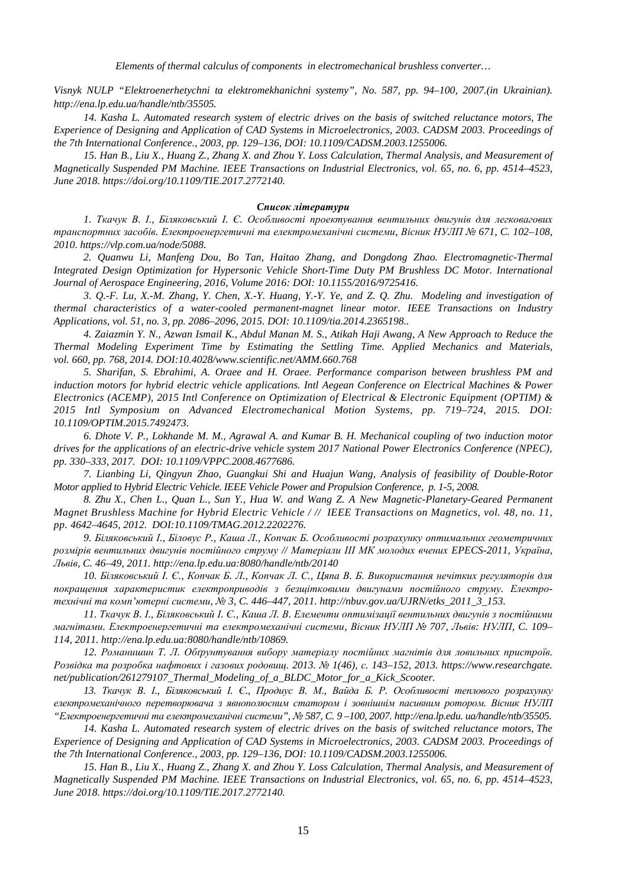*Visnyk NULP "Elektroenerhetychni ta elektromekhanichni systemy", No. 587, pp. 94–100, 2007.(in Ukrainian). http://ena.lp.edu.ua/handle/ntb/35505.*

*14. Kasha L. Automated research system of electric drives on the basis of switched reluctance motors, The Experience of Designing and Application of CAD Systems in Microelectronics, 2003. CADSM 2003. Proceedings of the 7th International Conference., 2003, pp. 129–136, DOI: 10.1109/CADSM.2003.1255006.*

*15. Han B., Liu X., Huang Z., Zhang X. and Zhou Y. Loss Calculation, Thermal Analysis, and Measurement of Magnetically Suspended PM Machine. IEEE Transactions on Industrial Electronics, vol. 65, no. 6, pp. 4514–4523, June 2018. https://doi.org/10.1109/TIE.2017.2772140.*

### *Список літератури*

*1. Ткачук В. І., Біляковський І. Є. Особливості проектування вентильних двигунів для легковагових транспортних засобів. Електроенергетичні та електромеханічні системи, Вісник НУЛП № 671, С. 102–108, 2010. https://vlp.com.ua/node/5088.*

*2. Quanwu Li, Manfeng Dou, Bo Tan, Haitao Zhang, and Dongdong Zhao. Electromagnetic-Thermal Integrated Design Optimization for Hypersonic Vehicle Short-Time Duty PM Brushless DC Motor. International Journal of Aerospace Engineering, 2016, Volume 2016: DOI: 10.1155/2016/9725416.*

*3. Q.-F. Lu, X.-M. Zhang, Y. Chen, X.-Y. Huang, Y.-Y. Ye, and Z. Q. Zhu. Modeling and investigation of thermal characteristics of a water-cooled permanent-magnet linear motor. IEEE Transactions on Industry Applications, vol. 51, no. 3, pp. 2086–2096, 2015. DOI: 10.1109/tia.2014.2365198..*

*4. Zaiazmin Y. N., Azwan Ismail K., Abdul Manan M. S., Atikah Haji Awang, A New Approach to Reduce the Thermal Modeling Experiment Time by Estimating the Settling Time. Applied Mechanics and Materials, vol. 660, pp. 768, 2014. DOI:10.4028/www.scientific.net/AMM.660.768*

*5. Sharifan, S. Ebrahimi, A. Oraee and H. Oraee. Performance comparison between brushless PM and induction motors for hybrid electric vehicle applications. Intl Aegean Conference on Electrical Machines & Power Electronics (ACEMP), 2015 Intl Conference on Optimization of Electrical & Electronic Equipment (OPTIM) & 2015 Intl Symposium on Advanced Electromechanical Motion Systems, pp. 719–724, 2015. DOI: 10.1109/OPTIM.2015.7492473.*

*6. Dhote V. P., Lokhande M. M., Agrawal A. and Kumar B. H. Mechanical coupling of two induction motor drives for the applications of an electric-drive vehicle system 2017 National Power Electronics Conference (NPEC), pp. 330–333, 2017. DOI: 10.1109/VPPC.2008.4677686.*

*7. Lianbing Li, Qingyun Zhao, Guangkui Shi and Huajun Wang, Analysis of feasibility of Double-Rotor Motor applied to Hybrid Electric Vehicle. IEEE Vehicle Power and Propulsion Conference, p. 1-5, 2008.*

*8. Zhu X., Chen L., Quan L., Sun Y., Hua W. and Wang Z. A New Magnetic-Planetary-Geared Permanent Magnet Brushless Machine for Hybrid Electric Vehicle / // IEEE Transactions on Magnetics, vol. 48, no. 11, pp. 4642–4645, 2012. DOI:10.1109/TMAG.2012.2202276.*

*9. Біляковський І., Біловус Р., Каша Л., Копчак Б. Особливості розрахунку оптимальних геометричних розмірів вентильних двигунів постійного струму // Матеріали III МК молодих вчених EPECS-2011, Україна, Львів, С. 46–49, 2011. http://ena.lp.edu.ua:8080/handle/ntb/20140*

*10. Біляковський І. Є., Копчак Б. Л., Копчак Л. С., Цяпа В. Б. Використання нечітких регуляторів для покращення характеристик електроприводів з безщітковими двигунами постійного струму. Електротехнічні та комп'ютерні системи, № 3, С. 446–447, 2011. http://nbuv.gov.ua/UJRN/etks_2011_3_153.*

*11. Ткачук В. І., Біляковський І. Є., Каша Л. В. Елементи оптимізації вентильних двигунів з постійними магнітами. Електроенергетичні та електромеханічні системи, Вісник НУЛП № 707, Львів: НУЛП, С. 109–114, 2011. http://ena.lp.edu.ua:8080/handle/ntb/10869.*

*12. Романишин Т. Л. Обгрунтування вибору матеріалу постійних магнітів для ловильних пристроїв. Розвідка та розробка нафтових і газових родовищ. 2013. № 1(46), с. 143–152, 2013. https://www.researchgate.net/publication/261279107_Thermal_Modeling_of_a_BLDC_Motor_for_a_Kick_Scooter.*

*13. Ткачук В. І., Біляковський І. Є., Продиус В. М., Вайда Б. Р. Особливості теплового розрахунку електромеханічного перетворювача з явнополюсним статором і зовнішнім пасивним ротором. Вісник НУЛП "Електроенергетичні та електромеханічні системи", № 587, С. 9 –100, 2007. http://ena.lp.edu. ua/handle/ntb/35505.*

*14. Kasha L. Automated research system of electric drives on the basis of switched reluctance motors, The Experience of Designing and Application of CAD Systems in Microelectronics, 2003. CADSM 2003. Proceedings of the 7th International Conference., 2003, pp. 129–136, DOI: 10.1109/CADSM.2003.1255006.*

*15. Han B., Liu X., Huang Z., Zhang X. and Zhou Y. Loss Calculation, Thermal Analysis, and Measurement of Magnetically Suspended PM Machine. IEEE Transactions on Industrial Electronics, vol. 65, no. 6, pp. 4514–4523, June 2018. https://doi.org/10.1109/TIE.2017.2772140.*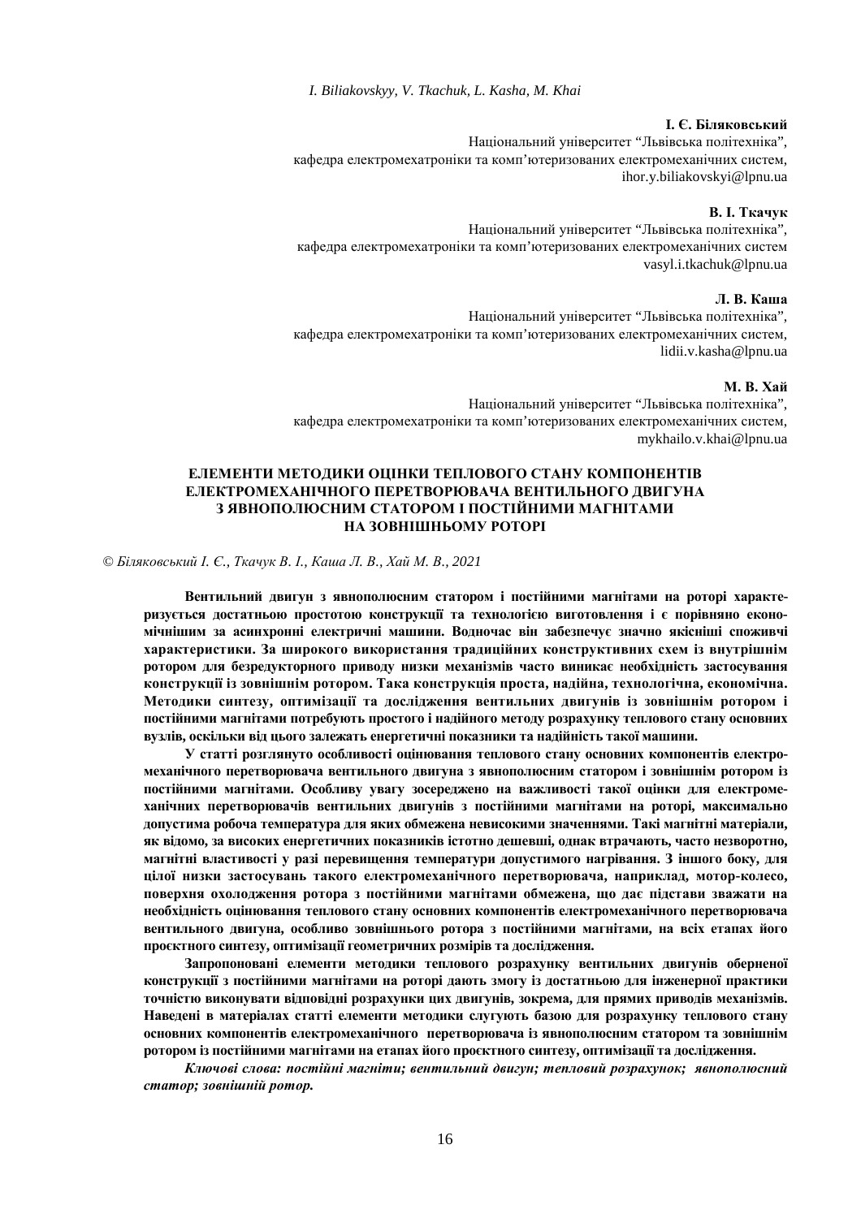*I. Biliakovskyy, V. Tkachuk, L. Kasha, M. Khai*

**І. Є. Біляковський**
Національний університет "Львівська політехніка",
кафедра електромехатроніки та комп'ютеризованих електромеханічних систем,
ihor.y.biliakovskyi@lpnu.ua

**В. І. Ткачук**
Національний університет "Львівська політехніка",
кафедра електромехатроніки та комп'ютеризованих електромеханічних систем
vasyl.i.tkachuk@lpnu.ua

**Л. В. Каша**
Національний університет "Львівська політехніка",
кафедра електромехатроніки та комп'ютеризованих електромеханічних систем,
lidii.v.kasha@lpnu.ua

**М. В. Хай**
Національний університет "Львівська політехніка",
кафедра електромехатроніки та комп'ютеризованих електромеханічних систем,
mykhailo.v.khai@lpnu.ua

## ЕЛЕМЕНТИ МЕТОДИКИ ОЦІНКИ ТЕПЛОВОГО СТАНУ КОМПОНЕНТІВ ЕЛЕКТРОМЕХАНІЧНОГО ПЕРЕТВОРЮВАЧА ВЕНТИЛЬНОГО ДВИГУНА З ЯВНОПОЛЮСНИМ СТАТОРОМ І ПОСТІЙНИМИ МАГНІТАМИ НА ЗОВНІШНЬОМУ РОТОРІ

*© Біляковський І. Є., Ткачук В. І., Каша Л. В., Хай М. В., 2021*

**Вентильний двигун з явнополюсним статором і постійними магнітами на роторі характеризується достатньою простотою конструкції та технологією виготовлення і є порівняно економічнішим за асинхронні електричні машини. Водночас він забезпечує значно якісніші споживчі характеристики. За широкого використання традиційних конструктивних схем із внутрішнім ротором для безредукторного приводу низки механізмів часто виникає необхідність застосування конструкції із зовнішнім ротором. Така конструкція проста, надійна, технологічна, економічна. Методики синтезу, оптимізації та дослідження вентильних двигунів із зовнішнім ротором і постійними магнітами потребують простого і надійного методу розрахунку теплового стану основних вузлів, оскільки від цього залежать енергетичні показники та надійність такої машини.**

**У статті розглянуто особливості оцінювання теплового стану основних компонентів електромеханічного перетворювача вентильного двигуна з явнополюсним статором і зовнішнім ротором із постійними магнітами. Особливу увагу зосереджено на важливості такої оцінки для електромеханічних перетворювачів вентильних двигунів з постійними магнітами на роторі, максимально допустима робоча температура для яких обмежена невисокими значеннями. Такі магнітні матеріали, як відомо, за високих енергетичних показників істотно дешевші, однак втрачають, часто незворотно, магнітні властивості у разі перевищення температури допустимого нагрівання. З іншого боку, для цілої низки застосувань такого електромеханічного перетворювача, наприклад, мотор-колесо, поверхня охолодження ротора з постійними магнітами обмежена, що дає підстави зважати на необхідність оцінювання теплового стану основних компонентів електромеханічного перетворювача вентильного двигуна, особливо зовнішнього ротора з постійними магнітами, на всіх етапах його проєктного синтезу, оптимізації геометричних розмірів та дослідження.**

**Запропоновані елементи методики теплового розрахунку вентильних двигунів оберненої конструкції з постійними магнітами на роторі дають змогу із достатньою для інженерної практики точністю виконувати відповідні розрахунки цих двигунів, зокрема, для прямих приводів механізмів. Наведені в матеріалах статті елементи методики слугують базою для розрахунку теплового стану основних компонентів електромеханічного перетворювача із явнополюсним статором та зовнішнім ротором із постійними магнітами на етапах його проєктного синтезу, оптимізації та дослідження.**

***Ключові слова: постійні магніти; вентильний двигун; тепловий розрахунок; явнополюсний статор; зовнішній ротор.***